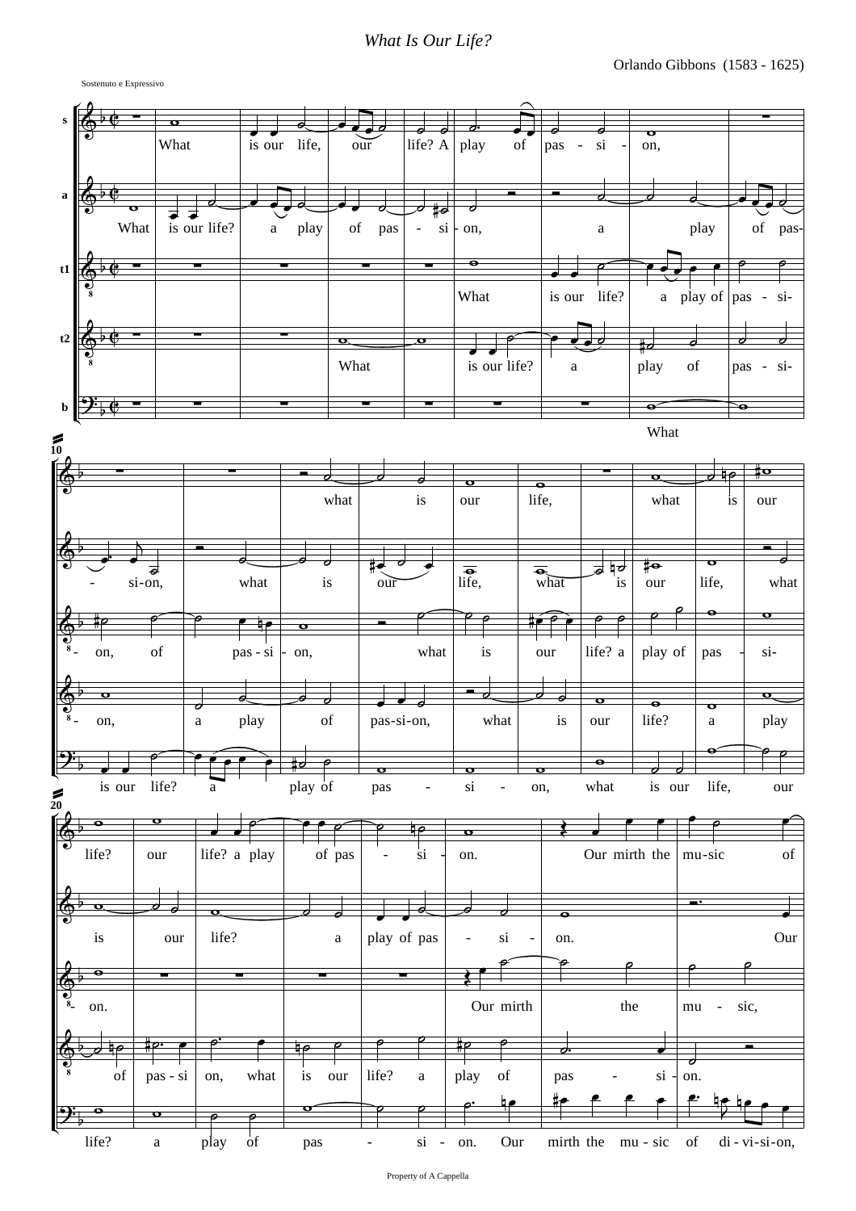*What Is Our Life?*

Orlando Gibbons (1583 - 1625)

Sostenuto e Expressivo

Property of A Cappella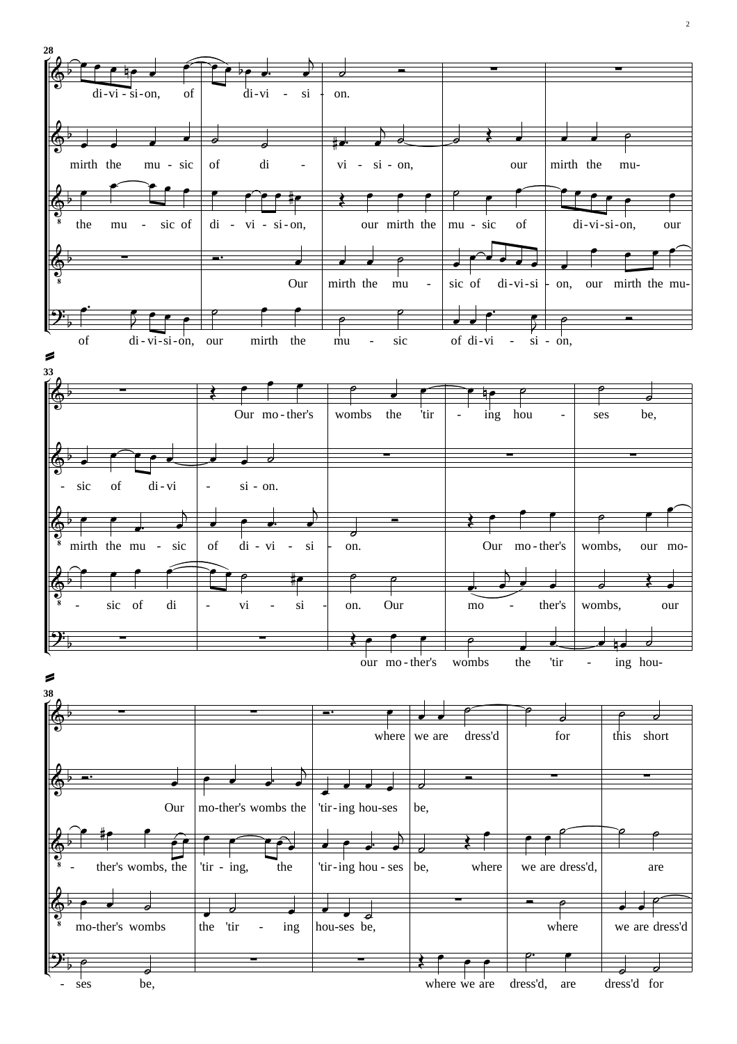**28**

di-vi-si-on, of di-vi-si-on.

mirth the mu-sic of di-vi-si-on, our mirth the mu-

the mu-sic of di-vi-si-on, our mirth the mu-sic of di-vi-si-on, our

Our mirth the mu-sic of di-vi-si-on, our mirth the mu-

of di-vi-si-on, our mirth the mu-sic of di-vi-si-on,

**33**

Our mo-ther's wombs the 'tir-ing hou-ses be,

-sic of di-vi-si-on.

mirth the mu-sic of di-vi-si-on. Our mo-ther's wombs, our mo-

-sic of di-vi-si-on. Our mo-ther's wombs, our

our mo-ther's wombs the 'tir-ing hou-

**38**

where we are dress'd for this short

Our mo-ther's wombs the 'tir-ing hou-ses be,

-ther's wombs, the 'tir-ing, the 'tir-ing hou-ses be, where we are dress'd, are

mo-ther's wombs the 'tir-ing hou-ses be, where we are dress'd

-ses be, where we are dress'd, are dress'd for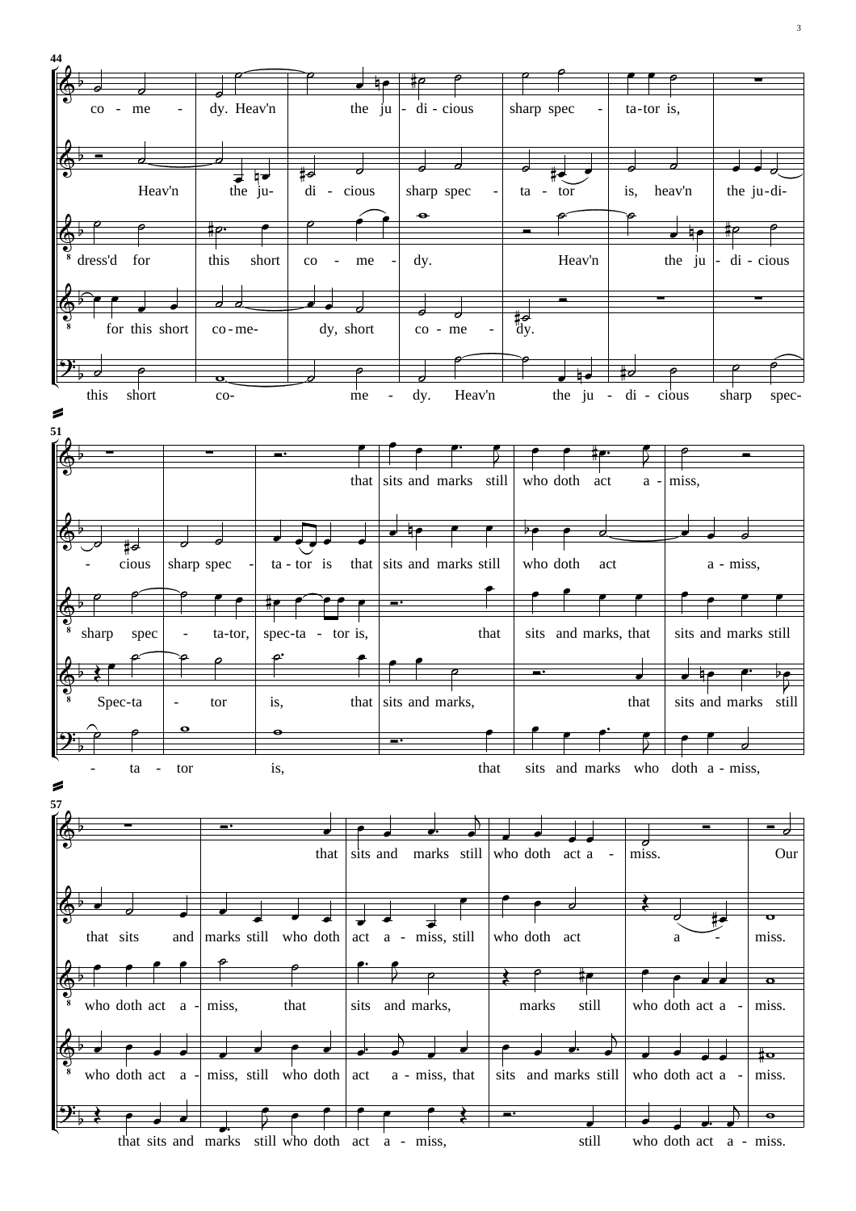44

co - me - dy. Heav'n the ju - di - cious sharp spec - ta-tor is,

Heav'n the ju- di - cious sharp spec - ta - tor is, heav'n the ju-di-

dress'd for this short co - me - dy. Heav'n the ju - di - cious

for this short co-me- dy, short co - me - dy.

this short co- me - dy. Heav'n the ju - di - cious sharp spec-

51

that sits and marks still who doth act a - miss,

- cious sharp spec - ta - tor is that sits and marks still who doth act a - miss,

sharp spec - ta-tor, spec-ta - tor is, that sits and marks, that sits and marks still

Spec-ta - tor is, that sits and marks, that sits and marks still

- ta - tor is, that sits and marks who doth a - miss,

57

that sits and marks still who doth act a - miss. Our

that sits and marks still who doth act a - miss, still who doth act a - miss.

who doth act a - miss, that sits and marks, marks still who doth act a - miss.

who doth act a - miss, still who doth act a - miss, that sits and marks still who doth act a - miss.

that sits and marks still who doth act a - miss, still who doth act a - miss.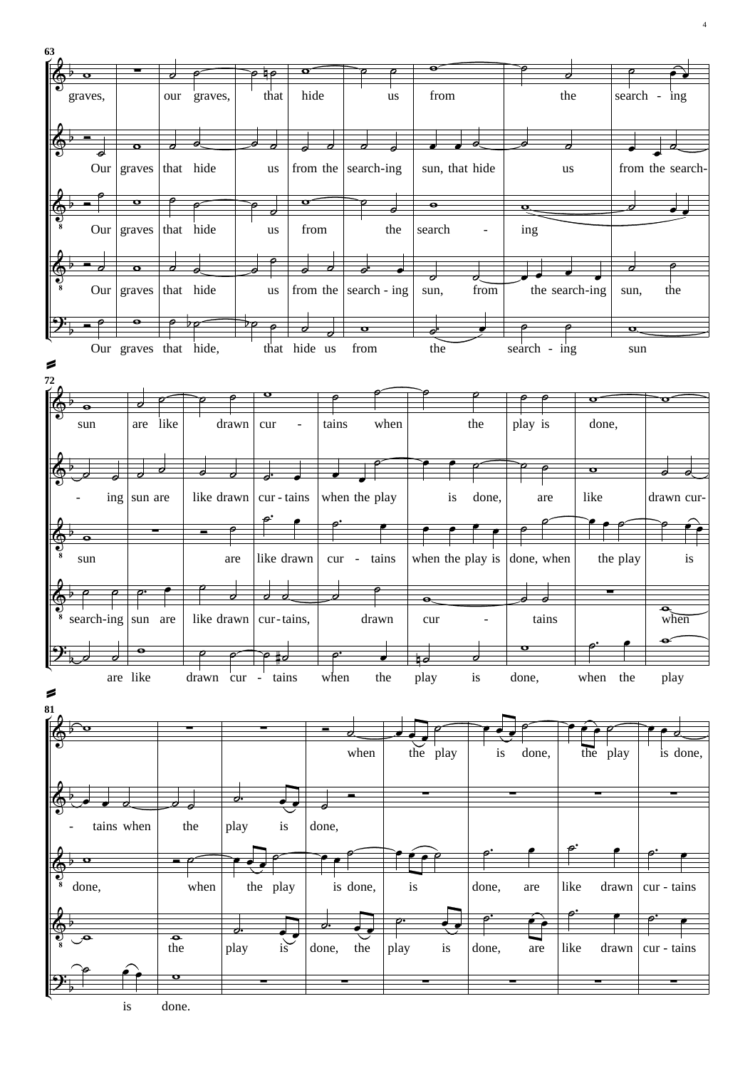63

graves, our graves, that hide us from the search - ing

Our graves that hide us from the search-ing sun, that hide us from the search-

Our graves that hide us from the search - ing

Our graves that hide us from the search - ing sun, from the search-ing sun, the

Our graves that hide, that hide us from the search - ing sun

72

sun are like drawn cur - tains when the play is done,

- ing sun are like drawn cur - tains when the play is done, are like drawn cur-

sun are like drawn cur - tains when the play is done, when the play is

search-ing sun are like drawn cur-tains, drawn cur - tains when

are like drawn cur - tains when the play is done, when the play

81

when the play is done, the play is done,

- tains when the play is done,

done, when the play is done, is done, are like drawn cur - tains

the play is done, the play is done, are like drawn cur - tains

is done.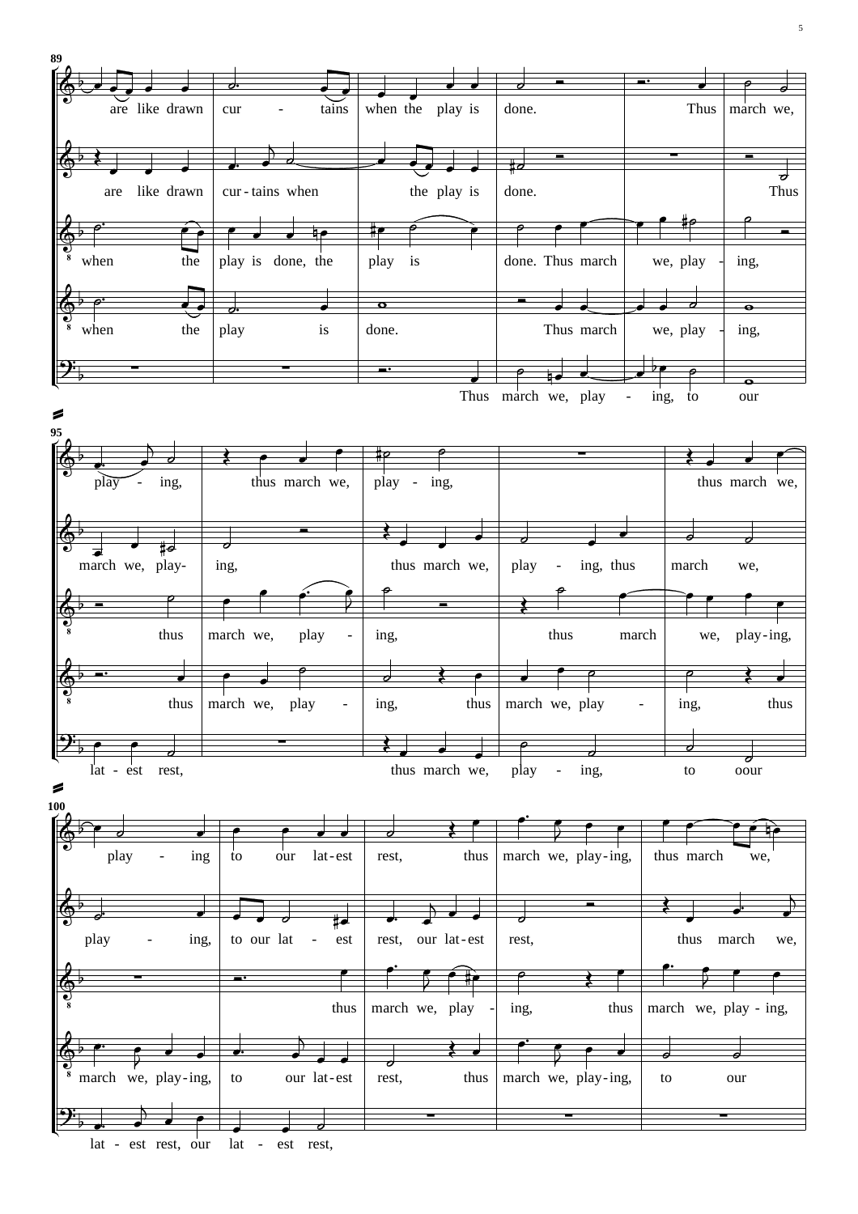**89**

are like drawn cur - tains when the play is done. Thus march we,

are like drawn cur - tains when the play is done. Thus

when the play is done, the play is done. Thus march we, play - ing,

when the play is done. Thus march we, play - ing,

Thus march we, play - ing, to our

**95**

play - ing, thus march we, play - ing, thus march we,

march we, play- ing, thus march we, play - ing, thus march we,

thus march we, play - ing, thus march we, play-ing,

thus march we, play - ing, thus march we, play - ing, thus

lat - est rest, thus march we, play - ing, to oour

**100**

play - ing to our lat-est rest, thus march we, play-ing, thus march we,

play - ing, to our lat - est rest, our lat-est rest, thus march we,

thus march we, play - ing, thus march we, play - ing,

march we, play-ing, to our lat-est rest, thus march we, play-ing, to our

lat - est rest, our lat - est rest,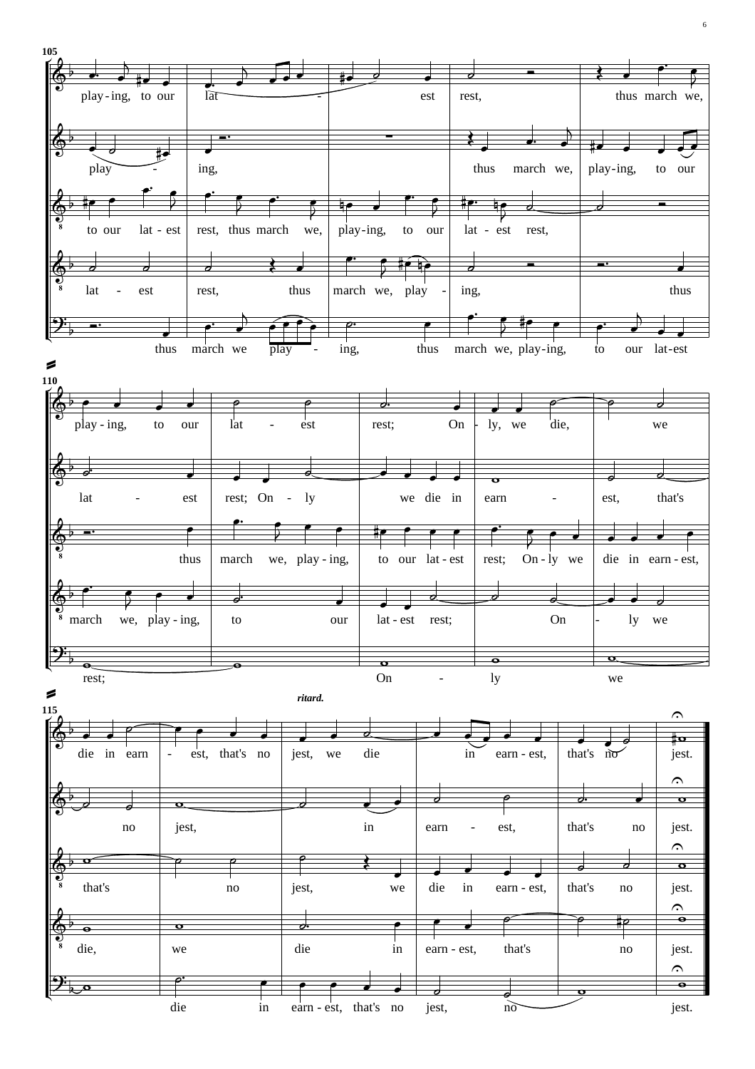105

play - ing, to our lat - est rest, thus march we,

play - ing, thus march we, play - ing, to our

to our lat - est rest, thus march we, play - ing, to our lat - est rest,

lat - est rest, thus march we, play - ing, thus

thus march we play - ing, thus march we, play - ing, to our lat - est

110

play - ing, to our lat - est rest; On - ly, we die, we

lat - est rest; On - ly we die in earn - est, that's

thus march we, play - ing, to our lat - est rest; On - ly we die in earn - est,

march we, play - ing, to our lat - est rest; On - ly we

rest; On - ly we

115

*ritard.*

die in earn - est, that's no jest, we die in earn - est, that's no jest.

no jest, in earn - est, that's no jest.

that's no jest, we die in earn - est, that's no jest.

die, we die in earn - est, that's no jest.

die in earn - est, that's no jest, no jest.